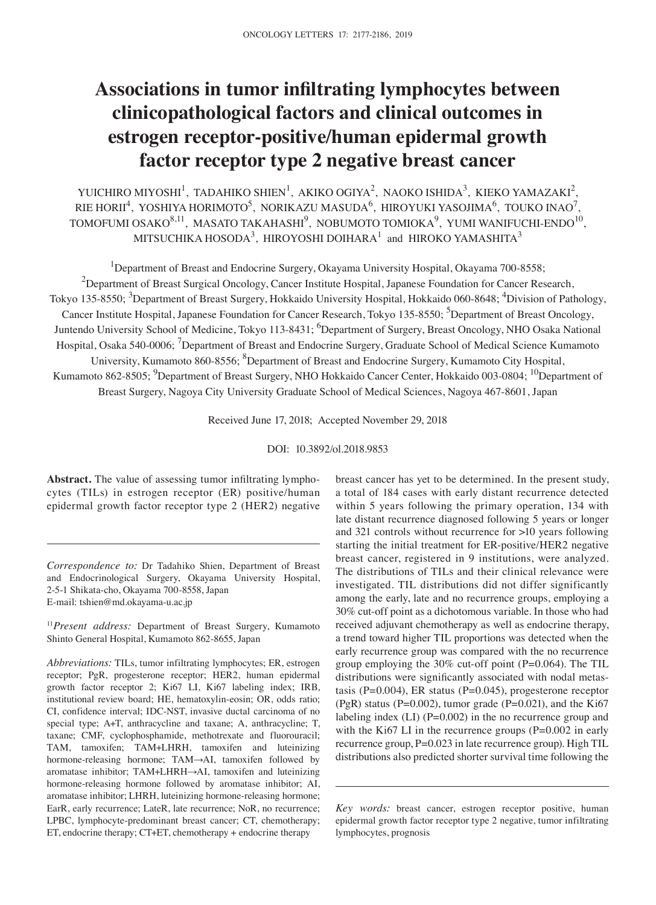# Associations in tumor infiltrating lymphocytes between clinicopathological factors and clinical outcomes in estrogen receptor-positive/human epidermal growth factor receptor type 2 negative breast cancer

YUICHIRO MIYOSHI[1], TADAHIKO SHIEN[1], AKIKO OGIYA[2], NAOKO ISHIDA[3], KIEKO YAMAZAKI[2], RIE HORII[4], YOSHIYA HORIMOTO[5], NORIKAZU MASUDA[6], HIROYUKI YASOJIMA[6], TOUKO INAO[7], TOMOFUMI OSAKO[8,11], MASATO TAKAHASHI[9], NOBUMOTO TOMIOKA[9], YUMI WANIFUCHI-ENDO[10], MITSUCHIKA HOSODA[3], HIROYOSHI DOIHARA[1] and HIROKO YAMASHITA[3]

[1]Department of Breast and Endocrine Surgery, Okayama University Hospital, Okayama 700-8558; [2]Department of Breast Surgical Oncology, Cancer Institute Hospital, Japanese Foundation for Cancer Research, Tokyo 135-8550; [3]Department of Breast Surgery, Hokkaido University Hospital, Hokkaido 060-8648; [4]Division of Pathology, Cancer Institute Hospital, Japanese Foundation for Cancer Research, Tokyo 135-8550; [5]Department of Breast Oncology, Juntendo University School of Medicine, Tokyo 113-8431; [6]Department of Surgery, Breast Oncology, NHO Osaka National Hospital, Osaka 540-0006; [7]Department of Breast and Endocrine Surgery, Graduate School of Medical Science Kumamoto University, Kumamoto 860-8556; [8]Department of Breast and Endocrine Surgery, Kumamoto City Hospital, Kumamoto 862-8505; [9]Department of Breast Surgery, NHO Hokkaido Cancer Center, Hokkaido 003-0804; [10]Department of Breast Surgery, Nagoya City University Graduate School of Medical Sciences, Nagoya 467-8601, Japan

Received June 17, 2018; Accepted November 29, 2018

DOI: 10.3892/ol.2018.9853

**Abstract.** The value of assessing tumor infiltrating lymphocytes (TILs) in estrogen receptor (ER) positive/human epidermal growth factor receptor type 2 (HER2) negative breast cancer has yet to be determined. In the present study, a total of 184 cases with early distant recurrence detected within 5 years following the primary operation, 134 with late distant recurrence diagnosed following 5 years or longer and 321 controls without recurrence for >10 years following starting the initial treatment for ER-positive/HER2 negative breast cancer, registered in 9 institutions, were analyzed. The distributions of TILs and their clinical relevance were investigated. TIL distributions did not differ significantly among the early, late and no recurrence groups, employing a 30% cut-off point as a dichotomous variable. In those who had received adjuvant chemotherapy as well as endocrine therapy, a trend toward higher TIL proportions was detected when the early recurrence group was compared with the no recurrence group employing the 30% cut-off point (P=0.064). The TIL distributions were significantly associated with nodal metastasis (P=0.004), ER status (P=0.045), progesterone receptor (PgR) status (P=0.002), tumor grade (P=0.021), and the Ki67 labeling index (LI) (P=0.002) in the no recurrence group and with the Ki67 LI in the recurrence groups (P=0.002 in early recurrence group, P=0.023 in late recurrence group). High TIL distributions also predicted shorter survival time following the

*Correspondence to:* Dr Tadahiko Shien, Department of Breast and Endocrinological Surgery, Okayama University Hospital, 2-5-1 Shikata-cho, Okayama 700-8558, Japan
E-mail: tshien@md.okayama-u.ac.jp

[11]*Present address:* Department of Breast Surgery, Kumamoto Shinto General Hospital, Kumamoto 862-8655, Japan

*Abbreviations:* TILs, tumor infiltrating lymphocytes; ER, estrogen receptor; PgR, progesterone receptor; HER2, human epidermal growth factor receptor 2; Ki67 LI, Ki67 labeling index; IRB, institutional review board; HE, hematoxylin-eosin; OR, odds ratio; CI, confidence interval; IDC-NST, invasive ductal carcinoma of no special type; A+T, anthracycline and taxane; A, anthracycline; T, taxane; CMF, cyclophosphamide, methotrexate and fluorouracil; TAM, tamoxifen; TAM+LHRH, tamoxifen and luteinizing hormone-releasing hormone; TAM→AI, tamoxifen followed by aromatase inhibitor; TAM+LHRH→AI, tamoxifen and luteinizing hormone-releasing hormone followed by aromatase inhibitor; AI, aromatase inhibitor; LHRH, luteinizing hormone-releasing hormone; EarR, early recurrence; LateR, late recurrence; NoR, no recurrence; LPBC, lymphocyte-predominant breast cancer; CT, chemotherapy; ET, endocrine therapy; CT+ET, chemotherapy + endocrine therapy

*Key words:* breast cancer, estrogen receptor positive, human epidermal growth factor receptor type 2 negative, tumor infiltrating lymphocytes, prognosis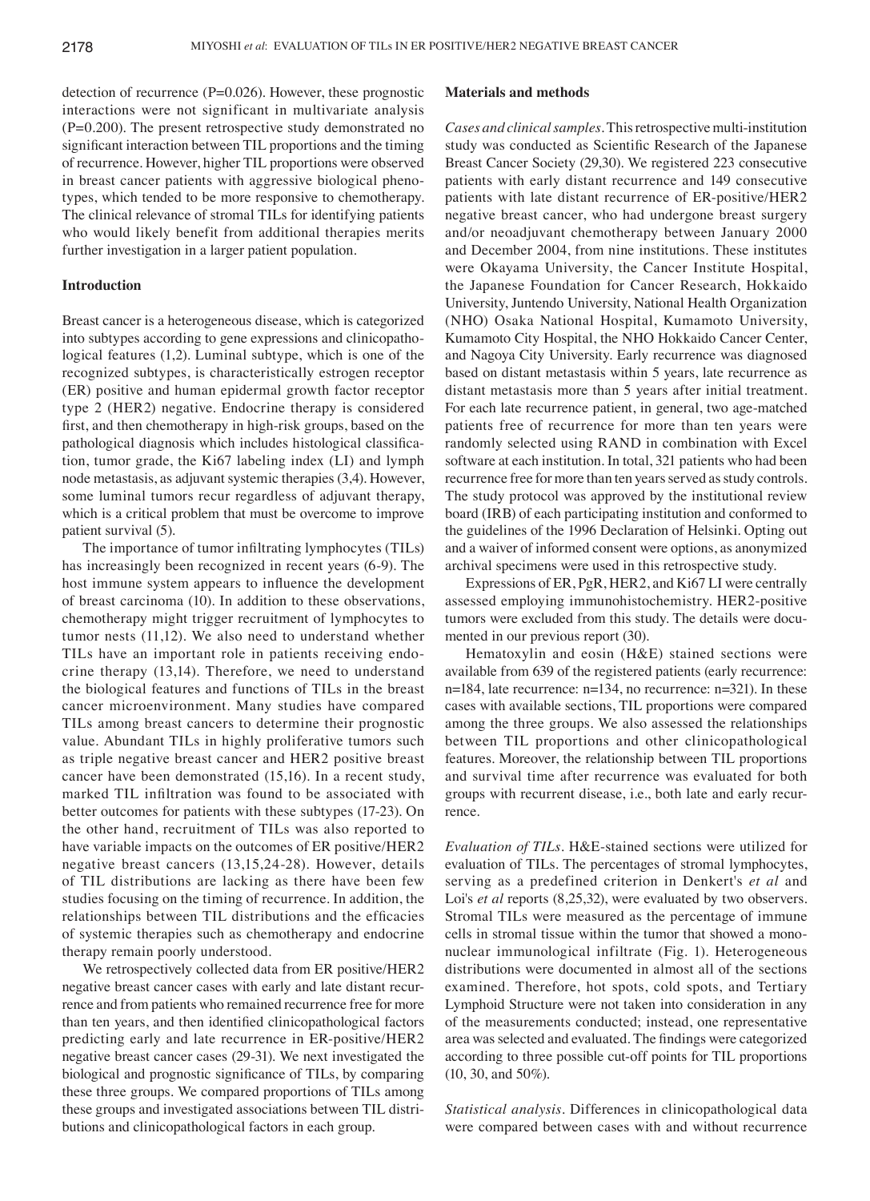detection of recurrence (P=0.026). However, these prognostic interactions were not significant in multivariate analysis (P=0.200). The present retrospective study demonstrated no significant interaction between TIL proportions and the timing of recurrence. However, higher TIL proportions were observed in breast cancer patients with aggressive biological phenotypes, which tended to be more responsive to chemotherapy. The clinical relevance of stromal TILs for identifying patients who would likely benefit from additional therapies merits further investigation in a larger patient population.

## Introduction

Breast cancer is a heterogeneous disease, which is categorized into subtypes according to gene expressions and clinicopathological features (1,2). Luminal subtype, which is one of the recognized subtypes, is characteristically estrogen receptor (ER) positive and human epidermal growth factor receptor type 2 (HER2) negative. Endocrine therapy is considered first, and then chemotherapy in high-risk groups, based on the pathological diagnosis which includes histological classification, tumor grade, the Ki67 labeling index (LI) and lymph node metastasis, as adjuvant systemic therapies (3,4). However, some luminal tumors recur regardless of adjuvant therapy, which is a critical problem that must be overcome to improve patient survival (5).

The importance of tumor infiltrating lymphocytes (TILs) has increasingly been recognized in recent years (6-9). The host immune system appears to influence the development of breast carcinoma (10). In addition to these observations, chemotherapy might trigger recruitment of lymphocytes to tumor nests (11,12). We also need to understand whether TILs have an important role in patients receiving endocrine therapy (13,14). Therefore, we need to understand the biological features and functions of TILs in the breast cancer microenvironment. Many studies have compared TILs among breast cancers to determine their prognostic value. Abundant TILs in highly proliferative tumors such as triple negative breast cancer and HER2 positive breast cancer have been demonstrated (15,16). In a recent study, marked TIL infiltration was found to be associated with better outcomes for patients with these subtypes (17-23). On the other hand, recruitment of TILs was also reported to have variable impacts on the outcomes of ER positive/HER2 negative breast cancers (13,15,24-28). However, details of TIL distributions are lacking as there have been few studies focusing on the timing of recurrence. In addition, the relationships between TIL distributions and the efficacies of systemic therapies such as chemotherapy and endocrine therapy remain poorly understood.

We retrospectively collected data from ER positive/HER2 negative breast cancer cases with early and late distant recurrence and from patients who remained recurrence free for more than ten years, and then identified clinicopathological factors predicting early and late recurrence in ER-positive/HER2 negative breast cancer cases (29-31). We next investigated the biological and prognostic significance of TILs, by comparing these three groups. We compared proportions of TILs among these groups and investigated associations between TIL distributions and clinicopathological factors in each group.

## Materials and methods

*Cases and clinical samples.* This retrospective multi-institution study was conducted as Scientific Research of the Japanese Breast Cancer Society (29,30). We registered 223 consecutive patients with early distant recurrence and 149 consecutive patients with late distant recurrence of ER-positive/HER2 negative breast cancer, who had undergone breast surgery and/or neoadjuvant chemotherapy between January 2000 and December 2004, from nine institutions. These institutes were Okayama University, the Cancer Institute Hospital, the Japanese Foundation for Cancer Research, Hokkaido University, Juntendo University, National Health Organization (NHO) Osaka National Hospital, Kumamoto University, Kumamoto City Hospital, the NHO Hokkaido Cancer Center, and Nagoya City University. Early recurrence was diagnosed based on distant metastasis within 5 years, late recurrence as distant metastasis more than 5 years after initial treatment. For each late recurrence patient, in general, two age-matched patients free of recurrence for more than ten years were randomly selected using RAND in combination with Excel software at each institution. In total, 321 patients who had been recurrence free for more than ten years served as study controls. The study protocol was approved by the institutional review board (IRB) of each participating institution and conformed to the guidelines of the 1996 Declaration of Helsinki. Opting out and a waiver of informed consent were options, as anonymized archival specimens were used in this retrospective study.

Expressions of ER, PgR, HER2, and Ki67 LI were centrally assessed employing immunohistochemistry. HER2-positive tumors were excluded from this study. The details were documented in our previous report (30).

Hematoxylin and eosin (H&E) stained sections were available from 639 of the registered patients (early recurrence: n=184, late recurrence: n=134, no recurrence: n=321). In these cases with available sections, TIL proportions were compared among the three groups. We also assessed the relationships between TIL proportions and other clinicopathological features. Moreover, the relationship between TIL proportions and survival time after recurrence was evaluated for both groups with recurrent disease, i.e., both late and early recurrence.

*Evaluation of TILs.* H&E-stained sections were utilized for evaluation of TILs. The percentages of stromal lymphocytes, serving as a predefined criterion in Denkert's *et al* and Loi's *et al* reports (8,25,32), were evaluated by two observers. Stromal TILs were measured as the percentage of immune cells in stromal tissue within the tumor that showed a mononuclear immunological infiltrate (Fig. 1). Heterogeneous distributions were documented in almost all of the sections examined. Therefore, hot spots, cold spots, and Tertiary Lymphoid Structure were not taken into consideration in any of the measurements conducted; instead, one representative area was selected and evaluated. The findings were categorized according to three possible cut-off points for TIL proportions (10, 30, and 50%).

*Statistical analysis.* Differences in clinicopathological data were compared between cases with and without recurrence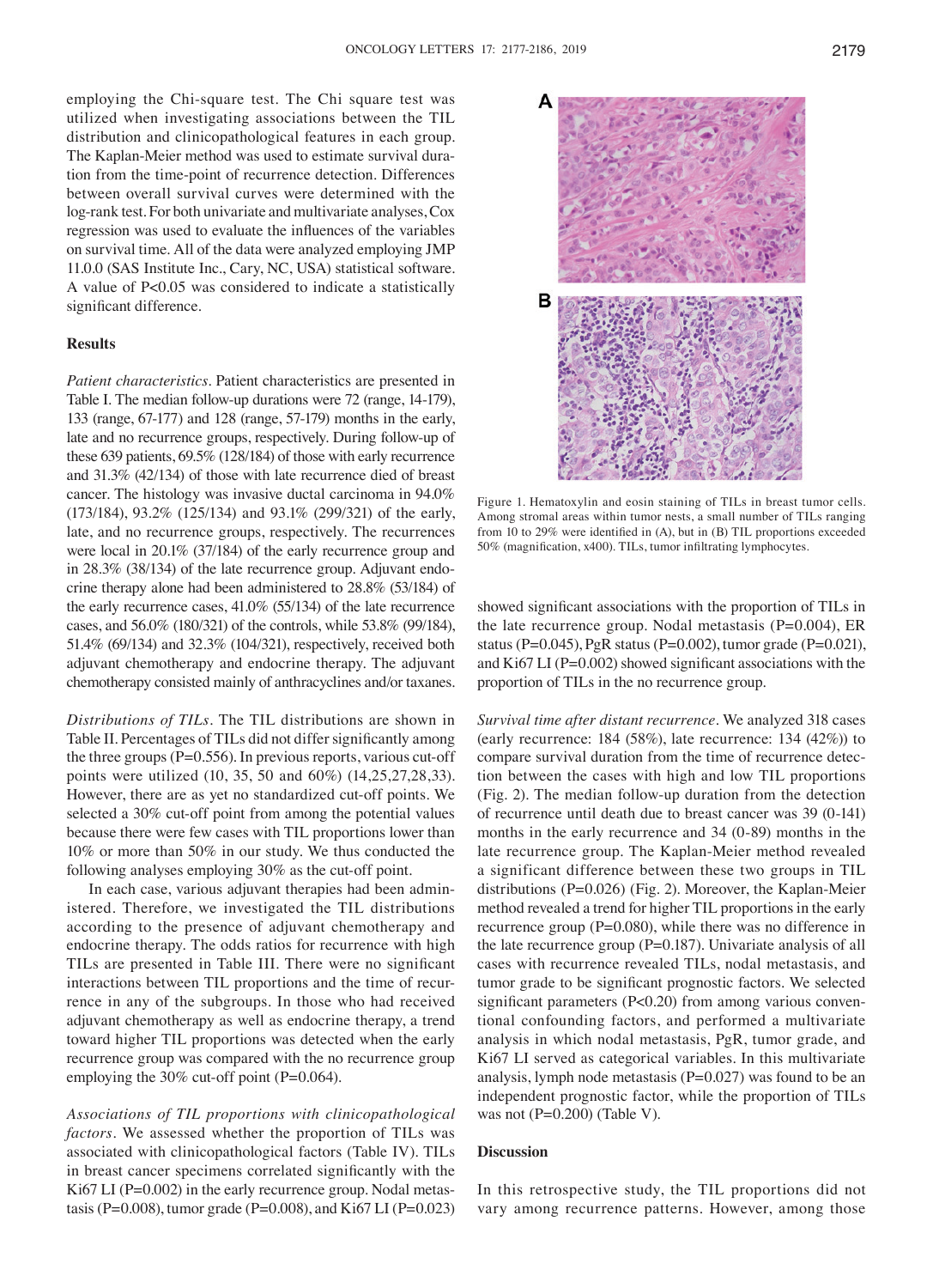employing the Chi-square test. The Chi square test was utilized when investigating associations between the TIL distribution and clinicopathological features in each group. The Kaplan-Meier method was used to estimate survival duration from the time-point of recurrence detection. Differences between overall survival curves were determined with the log-rank test. For both univariate and multivariate analyses, Cox regression was used to evaluate the influences of the variables on survival time. All of the data were analyzed employing JMP 11.0.0 (SAS Institute Inc., Cary, NC, USA) statistical software. A value of P<0.05 was considered to indicate a statistically significant difference.

## Results

*Patient characteristics.* Patient characteristics are presented in Table I. The median follow-up durations were 72 (range, 14-179), 133 (range, 67-177) and 128 (range, 57-179) months in the early, late and no recurrence groups, respectively. During follow-up of these 639 patients, 69.5% (128/184) of those with early recurrence and 31.3% (42/134) of those with late recurrence died of breast cancer. The histology was invasive ductal carcinoma in 94.0% (173/184), 93.2% (125/134) and 93.1% (299/321) of the early, late, and no recurrence groups, respectively. The recurrences were local in 20.1% (37/184) of the early recurrence group and in 28.3% (38/134) of the late recurrence group. Adjuvant endocrine therapy alone had been administered to 28.8% (53/184) of the early recurrence cases, 41.0% (55/134) of the late recurrence cases, and 56.0% (180/321) of the controls, while 53.8% (99/184), 51.4% (69/134) and 32.3% (104/321), respectively, received both adjuvant chemotherapy and endocrine therapy. The adjuvant chemotherapy consisted mainly of anthracyclines and/or taxanes.

*Distributions of TILs.* The TIL distributions are shown in Table II. Percentages of TILs did not differ significantly among the three groups (P=0.556). In previous reports, various cut-off points were utilized (10, 35, 50 and 60%) (14,25,27,28,33). However, there are as yet no standardized cut-off points. We selected a 30% cut-off point from among the potential values because there were few cases with TIL proportions lower than 10% or more than 50% in our study. We thus conducted the following analyses employing 30% as the cut-off point.

In each case, various adjuvant therapies had been administered. Therefore, we investigated the TIL distributions according to the presence of adjuvant chemotherapy and endocrine therapy. The odds ratios for recurrence with high TILs are presented in Table III. There were no significant interactions between TIL proportions and the time of recurrence in any of the subgroups. In those who had received adjuvant chemotherapy as well as endocrine therapy, a trend toward higher TIL proportions was detected when the early recurrence group was compared with the no recurrence group employing the 30% cut-off point (P=0.064).

*Associations of TIL proportions with clinicopathological factors.* We assessed whether the proportion of TILs was associated with clinicopathological factors (Table IV). TILs in breast cancer specimens correlated significantly with the Ki67 LI (P=0.002) in the early recurrence group. Nodal metastasis (P=0.008), tumor grade (P=0.008), and Ki67 LI (P=0.023) showed significant associations with the proportion of TILs in the late recurrence group. Nodal metastasis (P=0.004), ER status (P=0.045), PgR status (P=0.002), tumor grade (P=0.021), and Ki67 LI (P=0.002) showed significant associations with the proportion of TILs in the no recurrence group.

Figure 1. Hematoxylin and eosin staining of TILs in breast tumor cells. Among stromal areas within tumor nests, a small number of TILs ranging from 10 to 29% were identified in (A), but in (B) TIL proportions exceeded 50% (magnification, x400). TILs, tumor infiltrating lymphocytes.

*Survival time after distant recurrence.* We analyzed 318 cases (early recurrence: 184 (58%), late recurrence: 134 (42%)) to compare survival duration from the time of recurrence detection between the cases with high and low TIL proportions (Fig. 2). The median follow-up duration from the detection of recurrence until death due to breast cancer was 39 (0-141) months in the early recurrence and 34 (0-89) months in the late recurrence group. The Kaplan-Meier method revealed a significant difference between these two groups in TIL distributions (P=0.026) (Fig. 2). Moreover, the Kaplan-Meier method revealed a trend for higher TIL proportions in the early recurrence group (P=0.080), while there was no difference in the late recurrence group (P=0.187). Univariate analysis of all cases with recurrence revealed TILs, nodal metastasis, and tumor grade to be significant prognostic factors. We selected significant parameters (P<0.20) from among various conventional confounding factors, and performed a multivariate analysis in which nodal metastasis, PgR, tumor grade, and Ki67 LI served as categorical variables. In this multivariate analysis, lymph node metastasis (P=0.027) was found to be an independent prognostic factor, while the proportion of TILs was not (P=0.200) (Table V).

## Discussion

In this retrospective study, the TIL proportions did not vary among recurrence patterns. However, among those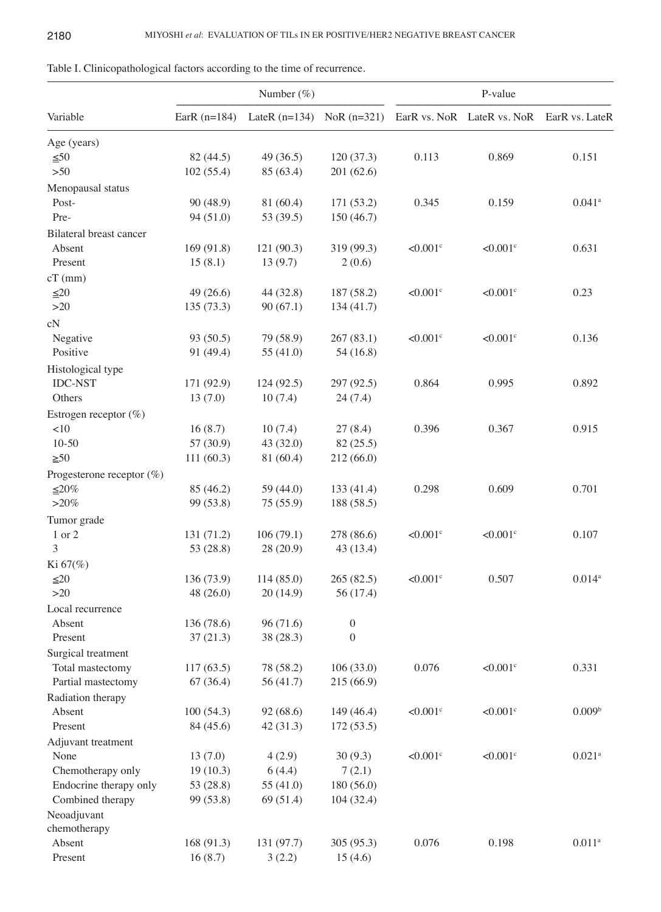Table I. Clinicopathological factors according to the time of recurrence.

| Variable | Number (%) | | | P-value | | |
|---|---|---|---|---|---|---|
| | EarR (n=184) | LateR (n=134) | NoR (n=321) | EarR vs. NoR | LateR vs. NoR | EarR vs. LateR |
| Age (years) | | | | | | |
| ≦50 | 82 (44.5) | 49 (36.5) | 120 (37.3) | 0.113 | 0.869 | 0.151 |
| >50 | 102 (55.4) | 85 (63.4) | 201 (62.6) | | | |
| Menopausal status | | | | | | |
| Post- | 90 (48.9) | 81 (60.4) | 171 (53.2) | 0.345 | 0.159 | 0.041[a] |
| Pre- | 94 (51.0) | 53 (39.5) | 150 (46.7) | | | |
| Bilateral breast cancer | | | | | | |
| Absent | 169 (91.8) | 121 (90.3) | 319 (99.3) | <0.001[c] | <0.001[c] | 0.631 |
| Present | 15 (8.1) | 13 (9.7) | 2 (0.6) | | | |
| cT (mm) | | | | | | |
| ≦20 | 49 (26.6) | 44 (32.8) | 187 (58.2) | <0.001[c] | <0.001[c] | 0.23 |
| >20 | 135 (73.3) | 90 (67.1) | 134 (41.7) | | | |
| cN | | | | | | |
| Negative | 93 (50.5) | 79 (58.9) | 267 (83.1) | <0.001[c] | <0.001[c] | 0.136 |
| Positive | 91 (49.4) | 55 (41.0) | 54 (16.8) | | | |
| Histological type | | | | | | |
| IDC-NST | 171 (92.9) | 124 (92.5) | 297 (92.5) | 0.864 | 0.995 | 0.892 |
| Others | 13 (7.0) | 10 (7.4) | 24 (7.4) | | | |
| Estrogen receptor (%) | | | | | | |
| <10 | 16 (8.7) | 10 (7.4) | 27 (8.4) | 0.396 | 0.367 | 0.915 |
| 10-50 | 57 (30.9) | 43 (32.0) | 82 (25.5) | | | |
| ≧50 | 111 (60.3) | 81 (60.4) | 212 (66.0) | | | |
| Progesterone receptor (%) | | | | | | |
| ≦20% | 85 (46.2) | 59 (44.0) | 133 (41.4) | 0.298 | 0.609 | 0.701 |
| >20% | 99 (53.8) | 75 (55.9) | 188 (58.5) | | | |
| Tumor grade | | | | | | |
| 1 or 2 | 131 (71.2) | 106 (79.1) | 278 (86.6) | <0.001[c] | <0.001[c] | 0.107 |
| 3 | 53 (28.8) | 28 (20.9) | 43 (13.4) | | | |
| Ki 67(%) | | | | | | |
| ≦20 | 136 (73.9) | 114 (85.0) | 265 (82.5) | <0.001[c] | 0.507 | 0.014[a] |
| >20 | 48 (26.0) | 20 (14.9) | 56 (17.4) | | | |
| Local recurrence | | | | | | |
| Absent | 136 (78.6) | 96 (71.6) | 0 | | | |
| Present | 37 (21.3) | 38 (28.3) | 0 | | | |
| Surgical treatment | | | | | | |
| Total mastectomy | 117 (63.5) | 78 (58.2) | 106 (33.0) | 0.076 | <0.001[c] | 0.331 |
| Partial mastectomy | 67 (36.4) | 56 (41.7) | 215 (66.9) | | | |
| Radiation therapy | | | | | | |
| Absent | 100 (54.3) | 92 (68.6) | 149 (46.4) | <0.001[c] | <0.001[c] | 0.009[b] |
| Present | 84 (45.6) | 42 (31.3) | 172 (53.5) | | | |
| Adjuvant treatment | | | | | | |
| None | 13 (7.0) | 4 (2.9) | 30 (9.3) | <0.001[c] | <0.001[c] | 0.021[a] |
| Chemotherapy only | 19 (10.3) | 6 (4.4) | 7 (2.1) | | | |
| Endocrine therapy only | 53 (28.8) | 55 (41.0) | 180 (56.0) | | | |
| Combined therapy | 99 (53.8) | 69 (51.4) | 104 (32.4) | | | |
| Neoadjuvant chemotherapy | | | | | | |
| Absent | 168 (91.3) | 131 (97.7) | 305 (95.3) | 0.076 | 0.198 | 0.011[a] |
| Present | 16 (8.7) | 3 (2.2) | 15 (4.6) | | | |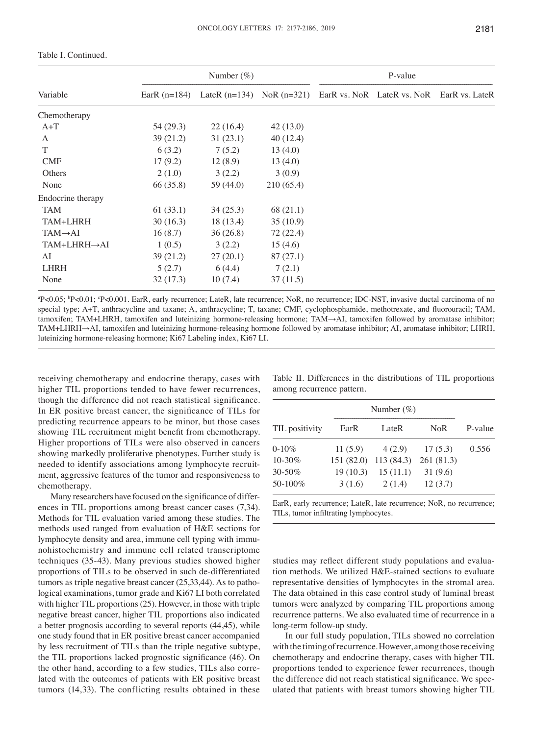Table I. Continued.

| | Number (%) | | | P-value | | |
|---|---|---|---|---|---|---|
| Variable | EarR (n=184) | LateR (n=134) | NoR (n=321) | EarR vs. NoR | LateR vs. NoR | EarR vs. LateR |
| Chemotherapy | | | | | | |
| A+T | 54 (29.3) | 22 (16.4) | 42 (13.0) | | | |
| A | 39 (21.2) | 31 (23.1) | 40 (12.4) | | | |
| T | 6 (3.2) | 7 (5.2) | 13 (4.0) | | | |
| CMF | 17 (9.2) | 12 (8.9) | 13 (4.0) | | | |
| Others | 2 (1.0) | 3 (2.2) | 3 (0.9) | | | |
| None | 66 (35.8) | 59 (44.0) | 210 (65.4) | | | |
| Endocrine therapy | | | | | | |
| TAM | 61 (33.1) | 34 (25.3) | 68 (21.1) | | | |
| TAM+LHRH | 30 (16.3) | 18 (13.4) | 35 (10.9) | | | |
| TAM→AI | 16 (8.7) | 36 (26.8) | 72 (22.4) | | | |
| TAM+LHRH→AI | 1 (0.5) | 3 (2.2) | 15 (4.6) | | | |
| AI | 39 (21.2) | 27 (20.1) | 87 (27.1) | | | |
| LHRH | 5 (2.7) | 6 (4.4) | 7 (2.1) | | | |
| None | 32 (17.3) | 10 (7.4) | 37 (11.5) | | | |

[a]P<0.05; [b]P<0.01; [c]P<0.001. EarR, early recurrence; LateR, late recurrence; NoR, no recurrence; IDC-NST, invasive ductal carcinoma of no special type; A+T, anthracycline and taxane; A, anthracycline; T, taxane; CMF, cyclophosphamide, methotrexate, and fluorouracil; TAM, tamoxifen; TAM+LHRH, tamoxifen and luteinizing hormone-releasing hormone; TAM→AI, tamoxifen followed by aromatase inhibitor; TAM+LHRH→AI, tamoxifen and luteinizing hormone-releasing hormone followed by aromatase inhibitor; AI, aromatase inhibitor; LHRH, luteinizing hormone-releasing hormone; Ki67 Labeling index, Ki67 LI.

receiving chemotherapy and endocrine therapy, cases with higher TIL proportions tended to have fewer recurrences, though the difference did not reach statistical significance. In ER positive breast cancer, the significance of TILs for predicting recurrence appears to be minor, but those cases showing TIL recruitment might benefit from chemotherapy. Higher proportions of TILs were also observed in cancers showing markedly proliferative phenotypes. Further study is needed to identify associations among lymphocyte recruitment, aggressive features of the tumor and responsiveness to chemotherapy.

Many researchers have focused on the significance of differences in TIL proportions among breast cancer cases (7,34). Methods for TIL evaluation varied among these studies. The methods used ranged from evaluation of H&E sections for lymphocyte density and area, immune cell typing with immunohistochemistry and immune cell related transcriptome techniques (35-43). Many previous studies showed higher proportions of TILs to be observed in such de-differentiated tumors as triple negative breast cancer (25,33,44). As to pathological examinations, tumor grade and Ki67 LI both correlated with higher TIL proportions (25). However, in those with triple negative breast cancer, higher TIL proportions also indicated a better prognosis according to several reports (44,45), while one study found that in ER positive breast cancer accompanied by less recruitment of TILs than the triple negative subtype, the TIL proportions lacked prognostic significance (46). On the other hand, according to a few studies, TILs also correlated with the outcomes of patients with ER positive breast tumors (14,33). The conflicting results obtained in these studies may reflect different study populations and evaluation methods. We utilized H&E-stained sections to evaluate representative densities of lymphocytes in the stromal area. The data obtained in this case control study of luminal breast tumors were analyzed by comparing TIL proportions among recurrence patterns. We also evaluated time of recurrence in a long-term follow-up study.

Table II. Differences in the distributions of TIL proportions among recurrence pattern.

| | Number (%) | | | |
|---|---|---|---|---|
| TIL positivity | EarR | LateR | NoR | P-value |
| 0-10% | 11 (5.9) | 4 (2.9) | 17 (5.3) | 0.556 |
| 10-30% | 151 (82.0) | 113 (84.3) | 261 (81.3) | |
| 30-50% | 19 (10.3) | 15 (11.1) | 31 (9.6) | |
| 50-100% | 3 (1.6) | 2 (1.4) | 12 (3.7) | |

EarR, early recurrence; LateR, late recurrence; NoR, no recurrence; TILs, tumor infiltrating lymphocytes.

In our full study population, TILs showed no correlation with the timing of recurrence. However, among those receiving chemotherapy and endocrine therapy, cases with higher TIL proportions tended to experience fewer recurrences, though the difference did not reach statistical significance. We speculated that patients with breast tumors showing higher TIL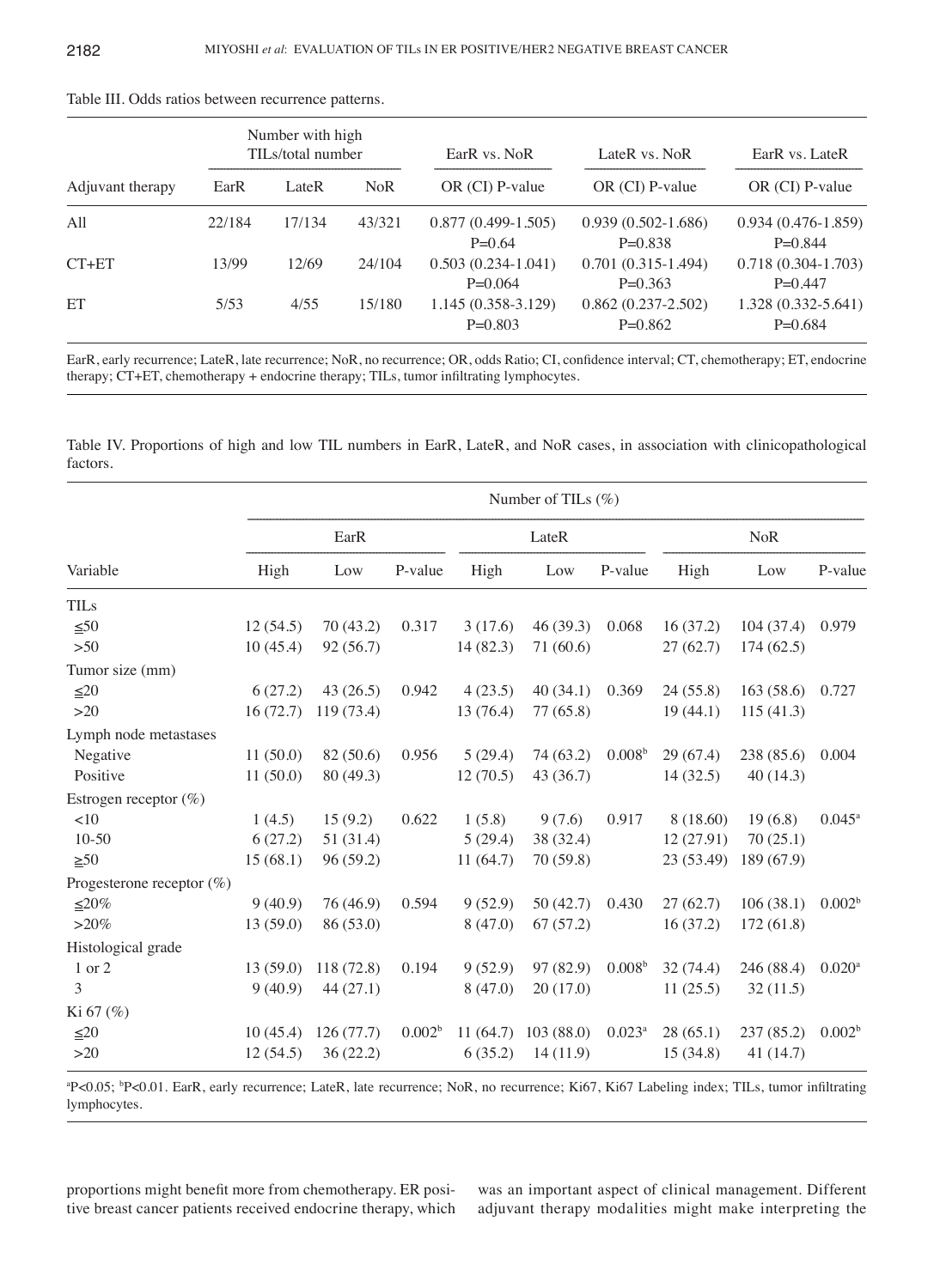Table III. Odds ratios between recurrence patterns.

| | Number with high TILs/total number | | | EarR vs. NoR | LateR vs. NoR | EarR vs. LateR |
|---|---|---|---|---|---|---|
| Adjuvant therapy | EarR | LateR | NoR | OR (CI) P-value | OR (CI) P-value | OR (CI) P-value |
| All | 22/184 | 17/134 | 43/321 | 0.877 (0.499-1.505) P=0.64 | 0.939 (0.502-1.686) P=0.838 | 0.934 (0.476-1.859) P=0.844 |
| CT+ET | 13/99 | 12/69 | 24/104 | 0.503 (0.234-1.041) P=0.064 | 0.701 (0.315-1.494) P=0.363 | 0.718 (0.304-1.703) P=0.447 |
| ET | 5/53 | 4/55 | 15/180 | 1.145 (0.358-3.129) P=0.803 | 0.862 (0.237-2.502) P=0.862 | 1.328 (0.332-5.641) P=0.684 |

EarR, early recurrence; LateR, late recurrence; NoR, no recurrence; OR, odds Ratio; CI, confidence interval; CT, chemotherapy; ET, endocrine therapy; CT+ET, chemotherapy + endocrine therapy; TILs, tumor infiltrating lymphocytes.

Table IV. Proportions of high and low TIL numbers in EarR, LateR, and NoR cases, in association with clinicopathological factors.

| | Number of TILs (%) | | | | | | | | |
|---|---|---|---|---|---|---|---|---|---|
| | EarR | | | LateR | | | NoR | | |
| Variable | High | Low | P-value | High | Low | P-value | High | Low | P-value |
| TILs | | | | | | | | | |
| ≦50 | 12 (54.5) | 70 (43.2) | 0.317 | 3 (17.6) | 46 (39.3) | 0.068 | 16 (37.2) | 104 (37.4) | 0.979 |
| >50 | 10 (45.4) | 92 (56.7) | | 14 (82.3) | 71 (60.6) | | 27 (62.7) | 174 (62.5) | |
| Tumor size (mm) | | | | | | | | | |
| ≦20 | 6 (27.2) | 43 (26.5) | 0.942 | 4 (23.5) | 40 (34.1) | 0.369 | 24 (55.8) | 163 (58.6) | 0.727 |
| >20 | 16 (72.7) | 119 (73.4) | | 13 (76.4) | 77 (65.8) | | 19 (44.1) | 115 (41.3) | |
| Lymph node metastases | | | | | | | | | |
| Negative | 11 (50.0) | 82 (50.6) | 0.956 | 5 (29.4) | 74 (63.2) | 0.008[b] | 29 (67.4) | 238 (85.6) | 0.004 |
| Positive | 11 (50.0) | 80 (49.3) | | 12 (70.5) | 43 (36.7) | | 14 (32.5) | 40 (14.3) | |
| Estrogen receptor (%) | | | | | | | | | |
| <10 | 1 (4.5) | 15 (9.2) | 0.622 | 1 (5.8) | 9 (7.6) | 0.917 | 8 (18.60) | 19 (6.8) | 0.045[a] |
| 10-50 | 6 (27.2) | 51 (31.4) | | 5 (29.4) | 38 (32.4) | | 12 (27.91) | 70 (25.1) | |
| ≧50 | 15 (68.1) | 96 (59.2) | | 11 (64.7) | 70 (59.8) | | 23 (53.49) | 189 (67.9) | |
| Progesterone receptor (%) | | | | | | | | | |
| ≦20% | 9 (40.9) | 76 (46.9) | 0.594 | 9 (52.9) | 50 (42.7) | 0.430 | 27 (62.7) | 106 (38.1) | 0.002[b] |
| >20% | 13 (59.0) | 86 (53.0) | | 8 (47.0) | 67 (57.2) | | 16 (37.2) | 172 (61.8) | |
| Histological grade | | | | | | | | | |
| 1 or 2 | 13 (59.0) | 118 (72.8) | 0.194 | 9 (52.9) | 97 (82.9) | 0.008[b] | 32 (74.4) | 246 (88.4) | 0.020[a] |
| 3 | 9 (40.9) | 44 (27.1) | | 8 (47.0) | 20 (17.0) | | 11 (25.5) | 32 (11.5) | |
| Ki 67 (%) | | | | | | | | | |
| ≦20 | 10 (45.4) | 126 (77.7) | 0.002[b] | 11 (64.7) | 103 (88.0) | 0.023[a] | 28 (65.1) | 237 (85.2) | 0.002[b] |
| >20 | 12 (54.5) | 36 (22.2) | | 6 (35.2) | 14 (11.9) | | 15 (34.8) | 41 (14.7) | |

[a]P<0.05; [b]P<0.01. EarR, early recurrence; LateR, late recurrence; NoR, no recurrence; Ki67, Ki67 Labeling index; TILs, tumor infiltrating lymphocytes.

proportions might benefit more from chemotherapy. ER positive breast cancer patients received endocrine therapy, which was an important aspect of clinical management. Different adjuvant therapy modalities might make interpreting the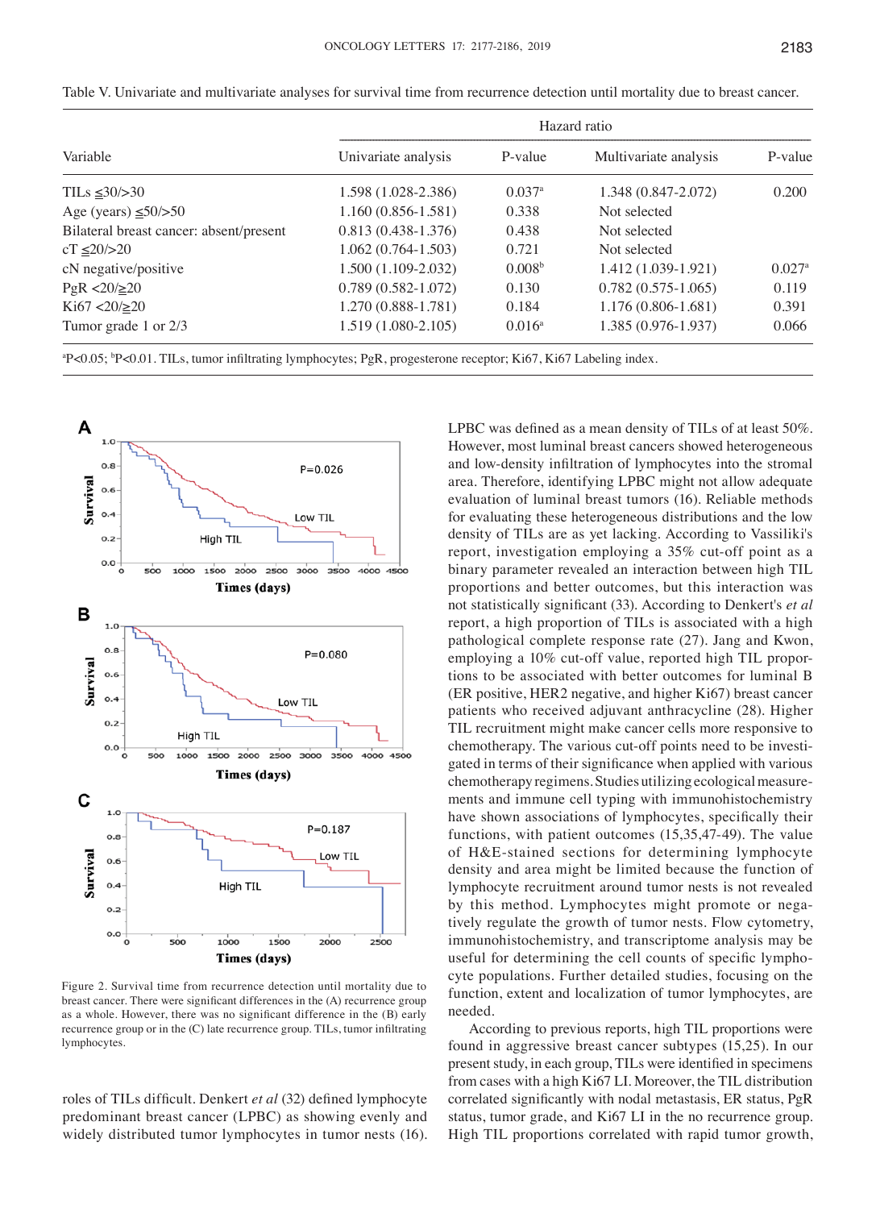Table V. Univariate and multivariate analyses for survival time from recurrence detection until mortality due to breast cancer.

| Variable | Hazard ratio | | | |
|---|---|---|---|---|
| | Univariate analysis | P-value | Multivariate analysis | P-value |
| TILs ≦30/>30 | 1.598 (1.028-2.386) | 0.037[a] | 1.348 (0.847-2.072) | 0.200 |
| Age (years) ≦50/>50 | 1.160 (0.856-1.581) | 0.338 | Not selected | |
| Bilateral breast cancer: absent/present | 0.813 (0.438-1.376) | 0.438 | Not selected | |
| cT ≦20/>20 | 1.062 (0.764-1.503) | 0.721 | Not selected | |
| cN negative/positive | 1.500 (1.109-2.032) | 0.008[b] | 1.412 (1.039-1.921) | 0.027[a] |
| PgR <20/≧20 | 0.789 (0.582-1.072) | 0.130 | 0.782 (0.575-1.065) | 0.119 |
| Ki67 <20/≧20 | 1.270 (0.888-1.781) | 0.184 | 1.176 (0.806-1.681) | 0.391 |
| Tumor grade 1 or 2/3 | 1.519 (1.080-2.105) | 0.016[a] | 1.385 (0.976-1.937) | 0.066 |

[a]P<0.05; [b]P<0.01. TILs, tumor infiltrating lymphocytes; PgR, progesterone receptor; Ki67, Ki67 Labeling index.

Figure 2. Survival time from recurrence detection until mortality due to breast cancer. There were significant differences in the (A) recurrence group as a whole. However, there was no significant difference in the (B) early recurrence group or in the (C) late recurrence group. TILs, tumor infiltrating lymphocytes.

roles of TILs difficult. Denkert *et al* (32) defined lymphocyte predominant breast cancer (LPBC) as showing evenly and widely distributed tumor lymphocytes in tumor nests (16). LPBC was defined as a mean density of TILs of at least 50%. However, most luminal breast cancers showed heterogeneous and low-density infiltration of lymphocytes into the stromal area. Therefore, identifying LPBC might not allow adequate evaluation of luminal breast tumors (16). Reliable methods for evaluating these heterogeneous distributions and the low density of TILs are as yet lacking. According to Vassiliki's report, investigation employing a 35% cut-off point as a binary parameter revealed an interaction between high TIL proportions and better outcomes, but this interaction was not statistically significant (33). According to Denkert's *et al* report, a high proportion of TILs is associated with a high pathological complete response rate (27). Jang and Kwon, employing a 10% cut-off value, reported high TIL proportions to be associated with better outcomes for luminal B (ER positive, HER2 negative, and higher Ki67) breast cancer patients who received adjuvant anthracycline (28). Higher TIL recruitment might make cancer cells more responsive to chemotherapy. The various cut-off points need to be investigated in terms of their significance when applied with various chemotherapy regimens. Studies utilizing ecological measurements and immune cell typing with immunohistochemistry have shown associations of lymphocytes, specifically their functions, with patient outcomes (15,35,47-49). The value of H&E-stained sections for determining lymphocyte density and area might be limited because the function of lymphocyte recruitment around tumor nests is not revealed by this method. Lymphocytes might promote or negatively regulate the growth of tumor nests. Flow cytometry, immunohistochemistry, and transcriptome analysis may be useful for determining the cell counts of specific lymphocyte populations. Further detailed studies, focusing on the function, extent and localization of tumor lymphocytes, are needed.

According to previous reports, high TIL proportions were found in aggressive breast cancer subtypes (15,25). In our present study, in each group, TILs were identified in specimens from cases with a high Ki67 LI. Moreover, the TIL distribution correlated significantly with nodal metastasis, ER status, PgR status, tumor grade, and Ki67 LI in the no recurrence group. High TIL proportions correlated with rapid tumor growth,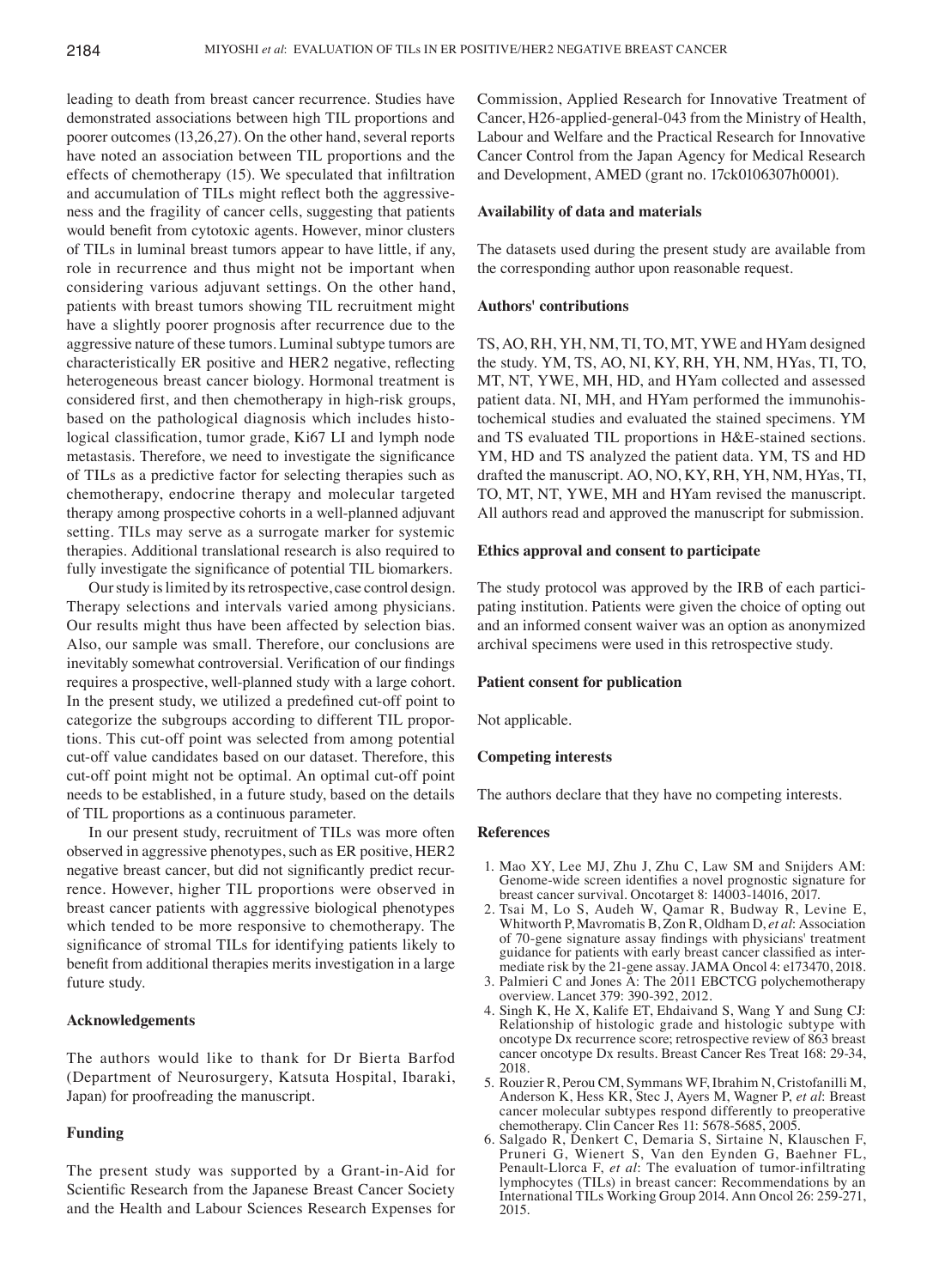leading to death from breast cancer recurrence. Studies have demonstrated associations between high TIL proportions and poorer outcomes (13,26,27). On the other hand, several reports have noted an association between TIL proportions and the effects of chemotherapy (15). We speculated that infiltration and accumulation of TILs might reflect both the aggressiveness and the fragility of cancer cells, suggesting that patients would benefit from cytotoxic agents. However, minor clusters of TILs in luminal breast tumors appear to have little, if any, role in recurrence and thus might not be important when considering various adjuvant settings. On the other hand, patients with breast tumors showing TIL recruitment might have a slightly poorer prognosis after recurrence due to the aggressive nature of these tumors. Luminal subtype tumors are characteristically ER positive and HER2 negative, reflecting heterogeneous breast cancer biology. Hormonal treatment is considered first, and then chemotherapy in high-risk groups, based on the pathological diagnosis which includes histological classification, tumor grade, Ki67 LI and lymph node metastasis. Therefore, we need to investigate the significance of TILs as a predictive factor for selecting therapies such as chemotherapy, endocrine therapy and molecular targeted therapy among prospective cohorts in a well-planned adjuvant setting. TILs may serve as a surrogate marker for systemic therapies. Additional translational research is also required to fully investigate the significance of potential TIL biomarkers.

Our study is limited by its retrospective, case control design. Therapy selections and intervals varied among physicians. Our results might thus have been affected by selection bias. Also, our sample was small. Therefore, our conclusions are inevitably somewhat controversial. Verification of our findings requires a prospective, well-planned study with a large cohort. In the present study, we utilized a predefined cut-off point to categorize the subgroups according to different TIL proportions. This cut-off point was selected from among potential cut-off value candidates based on our dataset. Therefore, this cut-off point might not be optimal. An optimal cut-off point needs to be established, in a future study, based on the details of TIL proportions as a continuous parameter.

In our present study, recruitment of TILs was more often observed in aggressive phenotypes, such as ER positive, HER2 negative breast cancer, but did not significantly predict recurrence. However, higher TIL proportions were observed in breast cancer patients with aggressive biological phenotypes which tended to be more responsive to chemotherapy. The significance of stromal TILs for identifying patients likely to benefit from additional therapies merits investigation in a large future study.

## Acknowledgements

The authors would like to thank for Dr Bierta Barfod (Department of Neurosurgery, Katsuta Hospital, Ibaraki, Japan) for proofreading the manuscript.

## Funding

The present study was supported by a Grant-in-Aid for Scientific Research from the Japanese Breast Cancer Society and the Health and Labour Sciences Research Expenses for Commission, Applied Research for Innovative Treatment of Cancer, H26-applied-general-043 from the Ministry of Health, Labour and Welfare and the Practical Research for Innovative Cancer Control from the Japan Agency for Medical Research and Development, AMED (grant no. 17ck0106307h0001).

## Availability of data and materials

The datasets used during the present study are available from the corresponding author upon reasonable request.

## Authors' contributions

TS, AO, RH, YH, NM, TI, TO, MT, YWE and HYam designed the study. YM, TS, AO, NI, KY, RH, YH, NM, HYas, TI, TO, MT, NT, YWE, MH, HD, and HYam collected and assessed patient data. NI, MH, and HYam performed the immunohistochemical studies and evaluated the stained specimens. YM and TS evaluated TIL proportions in H&E-stained sections. YM, HD and TS analyzed the patient data. YM, TS and HD drafted the manuscript. AO, NO, KY, RH, YH, NM, HYas, TI, TO, MT, NT, YWE, MH and HYam revised the manuscript. All authors read and approved the manuscript for submission.

## Ethics approval and consent to participate

The study protocol was approved by the IRB of each participating institution. Patients were given the choice of opting out and an informed consent waiver was an option as anonymized archival specimens were used in this retrospective study.

## Patient consent for publication

Not applicable.

## Competing interests

The authors declare that they have no competing interests.

## References

1. Mao XY, Lee MJ, Zhu J, Zhu C, Law SM and Snijders AM: Genome-wide screen identifies a novel prognostic signature for breast cancer survival. Oncotarget 8: 14003-14016, 2017.
2. Tsai M, Lo S, Audeh W, Qamar R, Budway R, Levine E, Whitworth P, Mavromatis B, Zon R, Oldham D, *et al*: Association of 70-gene signature assay findings with physicians' treatment guidance for patients with early breast cancer classified as intermediate risk by the 21-gene assay. JAMA Oncol 4: e173470, 2018.
3. Palmieri C and Jones A: The 2011 EBCTCG polychemotherapy overview. Lancet 379: 390-392, 2012.
4. Singh K, He X, Kalife ET, Ehdaivand S, Wang Y and Sung CJ: Relationship of histologic grade and histologic subtype with oncotype Dx recurrence score; retrospective review of 863 breast cancer oncotype Dx results. Breast Cancer Res Treat 168: 29-34, 2018.
5. Rouzier R, Perou CM, Symmans WF, Ibrahim N, Cristofanilli M, Anderson K, Hess KR, Stec J, Ayers M, Wagner P, *et al*: Breast cancer molecular subtypes respond differently to preoperative chemotherapy. Clin Cancer Res 11: 5678-5685, 2005.
6. Salgado R, Denkert C, Demaria S, Sirtaine N, Klauschen F, Pruneri G, Wienert S, Van den Eynden G, Baehner FL, Penault-Llorca F, *et al*: The evaluation of tumor-infiltrating lymphocytes (TILs) in breast cancer: Recommendations by an International TILs Working Group 2014. Ann Oncol 26: 259-271, 2015.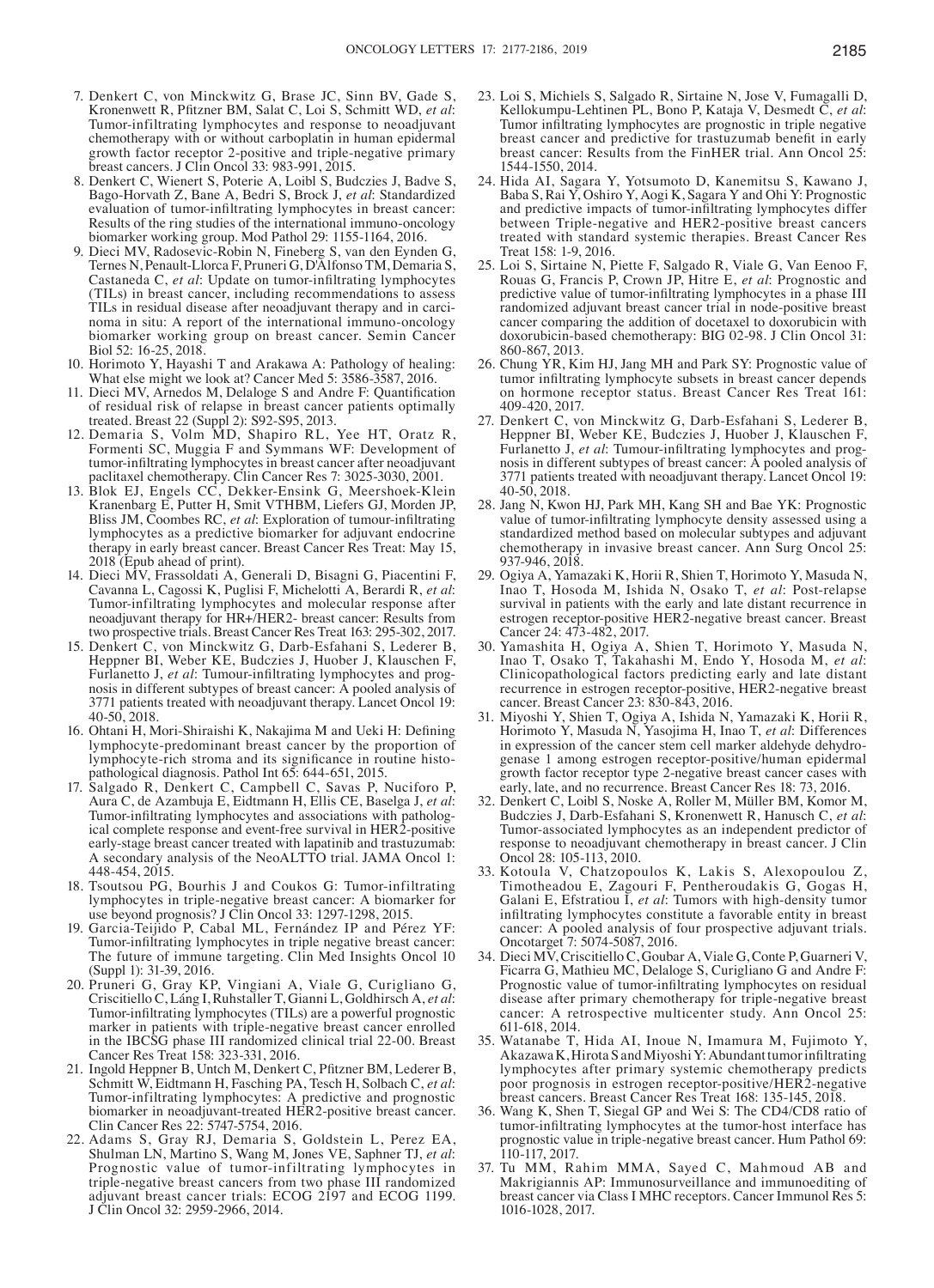7. Denkert C, von Minckwitz G, Brase JC, Sinn BV, Gade S, Kronenwett R, Pfitzner BM, Salat C, Loi S, Schmitt WD, *et al*: Tumor-infiltrating lymphocytes and response to neoadjuvant chemotherapy with or without carboplatin in human epidermal growth factor receptor 2-positive and triple-negative primary breast cancers. J Clin Oncol 33: 983-991, 2015.
8. Denkert C, Wienert S, Poterie A, Loibl S, Budczies J, Badve S, Bago-Horvath Z, Bane A, Bedri S, Brock J, *et al*: Standardized evaluation of tumor-infiltrating lymphocytes in breast cancer: Results of the ring studies of the international immuno-oncology biomarker working group. Mod Pathol 29: 1155-1164, 2016.
9. Dieci MV, Radosevic-Robin N, Fineberg S, van den Eynden G, Ternes N, Penault-Llorca F, Pruneri G, D'Alfonso TM, Demaria S, Castaneda C, *et al*: Update on tumor-infiltrating lymphocytes (TILs) in breast cancer, including recommendations to assess TILs in residual disease after neoadjuvant therapy and in carcinoma in situ: A report of the international immuno-oncology biomarker working group on breast cancer. Semin Cancer Biol 52: 16-25, 2018.
10. Horimoto Y, Hayashi T and Arakawa A: Pathology of healing: What else might we look at? Cancer Med 5: 3586-3587, 2016.
11. Dieci MV, Arnedos M, Delaloge S and Andre F: Quantification of residual risk of relapse in breast cancer patients optimally treated. Breast 22 (Suppl 2): S92-S95, 2013.
12. Demaria S, Volm MD, Shapiro RL, Yee HT, Oratz R, Formenti SC, Muggia F and Symmans WF: Development of tumor-infiltrating lymphocytes in breast cancer after neoadjuvant paclitaxel chemotherapy. Clin Cancer Res 7: 3025-3030, 2001.
13. Blok EJ, Engels CC, Dekker-Ensink G, Meershoek-Klein Kranenbarg E, Putter H, Smit VTHBM, Liefers GJ, Morden JP, Bliss JM, Coombes RC, *et al*: Exploration of tumour-infiltrating lymphocytes as a predictive biomarker for adjuvant endocrine therapy in early breast cancer. Breast Cancer Res Treat: May 15, 2018 (Epub ahead of print).
14. Dieci MV, Frassoldati A, Generali D, Bisagni G, Piacentini F, Cavanna L, Cagossi K, Puglisi F, Michelotti A, Berardi R, *et al*: Tumor-infiltrating lymphocytes and molecular response after neoadjuvant therapy for HR+/HER2- breast cancer: Results from two prospective trials. Breast Cancer Res Treat 163: 295-302, 2017.
15. Denkert C, von Minckwitz G, Darb-Esfahani S, Lederer B, Heppner BI, Weber KE, Budczies J, Huober J, Klauschen F, Furlanetto J, *et al*: Tumour-infiltrating lymphocytes and prognosis in different subtypes of breast cancer: A pooled analysis of 3771 patients treated with neoadjuvant therapy. Lancet Oncol 19: 40-50, 2018.
16. Ohtani H, Mori-Shiraishi K, Nakajima M and Ueki H: Defining lymphocyte-predominant breast cancer by the proportion of lymphocyte-rich stroma and its significance in routine histopathological diagnosis. Pathol Int 65: 644-651, 2015.
17. Salgado R, Denkert C, Campbell C, Savas P, Nuciforo P, Aura C, de Azambuja E, Eidtmann H, Ellis CE, Baselga J, *et al*: Tumor-infiltrating lymphocytes and associations with pathological complete response and event-free survival in HER2-positive early-stage breast cancer treated with lapatinib and trastuzumab: A secondary analysis of the NeoALTTO trial. JAMA Oncol 1: 448-454, 2015.
18. Tsoutsou PG, Bourhis J and Coukos G: Tumor-infiltrating lymphocytes in triple-negative breast cancer: A biomarker for use beyond prognosis? J Clin Oncol 33: 1297-1298, 2015.
19. García-Teijido P, Cabal ML, Fernández IP and Pérez YF: Tumor-infiltrating lymphocytes in triple negative breast cancer: The future of immune targeting. Clin Med Insights Oncol 10 (Suppl 1): 31-39, 2016.
20. Pruneri G, Gray KP, Vingiani A, Viale G, Curigliano G, Criscitiello C, Láng I, Ruhstaller T, Gianni L, Goldhirsch A, *et al*: Tumor-infiltrating lymphocytes (TILs) are a powerful prognostic marker in patients with triple-negative breast cancer enrolled in the IBCSG phase III randomized clinical trial 22-00. Breast Cancer Res Treat 158: 323-331, 2016.
21. Ingold Heppner B, Untch M, Denkert C, Pfitzner BM, Lederer B, Schmitt W, Eidtmann H, Fasching PA, Tesch H, Solbach C, *et al*: Tumor-infiltrating lymphocytes: A predictive and prognostic biomarker in neoadjuvant-treated HER2-positive breast cancer. Clin Cancer Res 22: 5747-5754, 2016.
22. Adams S, Gray RJ, Demaria S, Goldstein L, Perez EA, Shulman LN, Martino S, Wang M, Jones VE, Saphner TJ, *et al*: Prognostic value of tumor-infiltrating lymphocytes in triple-negative breast cancers from two phase III randomized adjuvant breast cancer trials: ECOG 2197 and ECOG 1199. J Clin Oncol 32: 2959-2966, 2014.
23. Loi S, Michiels S, Salgado R, Sirtaine N, Jose V, Fumagalli D, Kellokumpu-Lehtinen PL, Bono P, Kataja V, Desmedt C, *et al*: Tumor infiltrating lymphocytes are prognostic in triple negative breast cancer and predictive for trastuzumab benefit in early breast cancer: Results from the FinHER trial. Ann Oncol 25: 1544-1550, 2014.
24. Hida AI, Sagara Y, Yotsumoto D, Kanemitsu S, Kawano J, Baba S, Rai Y, Oshiro Y, Aogi K, Sagara Y and Ohi Y: Prognostic and predictive impacts of tumor-infiltrating lymphocytes differ between Triple-negative and HER2-positive breast cancers treated with standard systemic therapies. Breast Cancer Res Treat 158: 1-9, 2016.
25. Loi S, Sirtaine N, Piette F, Salgado R, Viale G, Van Eenoo F, Rouas G, Francis P, Crown JP, Hitre E, *et al*: Prognostic and predictive value of tumor-infiltrating lymphocytes in a phase III randomized adjuvant breast cancer trial in node-positive breast cancer comparing the addition of docetaxel to doxorubicin with doxorubicin-based chemotherapy: BIG 02-98. J Clin Oncol 31: 860-867, 2013.
26. Chung YR, Kim HJ, Jang MH and Park SY: Prognostic value of tumor infiltrating lymphocyte subsets in breast cancer depends on hormone receptor status. Breast Cancer Res Treat 161: 409-420, 2017.
27. Denkert C, von Minckwitz G, Darb-Esfahani S, Lederer B, Heppner BI, Weber KE, Budczies J, Huober J, Klauschen F, Furlanetto J, *et al*: Tumour-infiltrating lymphocytes and prognosis in different subtypes of breast cancer: A pooled analysis of 3771 patients treated with neoadjuvant therapy. Lancet Oncol 19: 40-50, 2018.
28. Jang N, Kwon HJ, Park MH, Kang SH and Bae YK: Prognostic value of tumor-infiltrating lymphocyte density assessed using a standardized method based on molecular subtypes and adjuvant chemotherapy in invasive breast cancer. Ann Surg Oncol 25: 937-946, 2018.
29. Ogiya A, Yamazaki K, Horii R, Shien T, Horimoto Y, Masuda N, Inao T, Hosoda M, Ishida N, Osako T, *et al*: Post-relapse survival in patients with the early and late distant recurrence in estrogen receptor-positive HER2-negative breast cancer. Breast Cancer 24: 473-482, 2017.
30. Yamashita H, Ogiya A, Shien T, Horimoto Y, Masuda N, Inao T, Osako T, Takahashi M, Endo Y, Hosoda M, *et al*: Clinicopathological factors predicting early and late distant recurrence in estrogen receptor-positive, HER2-negative breast cancer. Breast Cancer 23: 830-843, 2016.
31. Miyoshi Y, Shien T, Ogiya A, Ishida N, Yamazaki K, Horii R, Horimoto Y, Masuda N, Yasojima H, Inao T, *et al*: Differences in expression of the cancer stem cell marker aldehyde dehydrogenase 1 among estrogen receptor-positive/human epidermal growth factor receptor type 2-negative breast cancer cases with early, late, and no recurrence. Breast Cancer Res 18: 73, 2016.
32. Denkert C, Loibl S, Noske A, Roller M, Müller BM, Komor M, Budczies J, Darb-Esfahani S, Kronenwett R, Hanusch C, *et al*: Tumor-associated lymphocytes as an independent predictor of response to neoadjuvant chemotherapy in breast cancer. J Clin Oncol 28: 105-113, 2010.
33. Kotoula V, Chatzopoulos K, Lakis S, Alexopoulou Z, Timotheadou E, Zagouri F, Pentheroudakis G, Gogas H, Galani E, Efstratiou I, *et al*: Tumors with high-density tumor infiltrating lymphocytes constitute a favorable entity in breast cancer: A pooled analysis of four prospective adjuvant trials. Oncotarget 7: 5074-5087, 2016.
34. Dieci MV, Criscitiello C, Goubar A, Viale G, Conte P, Guarneri V, Ficarra G, Mathieu MC, Delaloge S, Curigliano G and Andre F: Prognostic value of tumor-infiltrating lymphocytes on residual disease after primary chemotherapy for triple-negative breast cancer: A retrospective multicenter study. Ann Oncol 25: 611-618, 2014.
35. Watanabe T, Hida AI, Inoue N, Imamura M, Fujimoto Y, Akazawa K, Hirota S and Miyoshi Y: Abundant tumor infiltrating lymphocytes after primary systemic chemotherapy predicts poor prognosis in estrogen receptor-positive/HER2-negative breast cancers. Breast Cancer Res Treat 168: 135-145, 2018.
36. Wang K, Shen T, Siegal GP and Wei S: The CD4/CD8 ratio of tumor-infiltrating lymphocytes at the tumor-host interface has prognostic value in triple-negative breast cancer. Hum Pathol 69: 110-117, 2017.
37. Tu MM, Rahim MMA, Sayed C, Mahmoud AB and Makrigiannis AP: Immunosurveillance and immunoediting of breast cancer via Class I MHC receptors. Cancer Immunol Res 5: 1016-1028, 2017.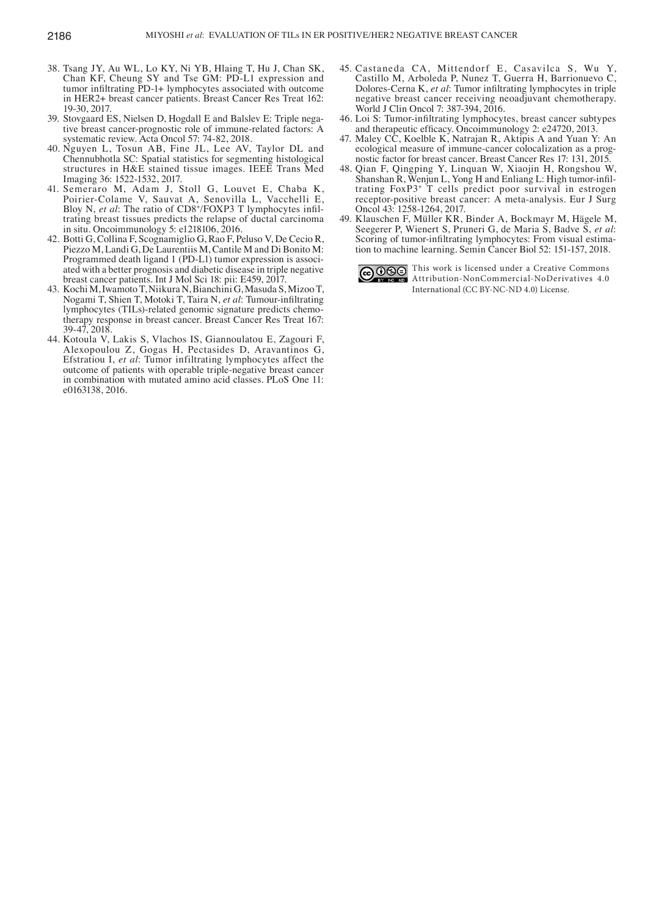38. Tsang JY, Au WL, Lo KY, Ni YB, Hlaing T, Hu J, Chan SK, Chan KF, Cheung SY and Tse GM: PD-L1 expression and tumor infiltrating PD-1+ lymphocytes associated with outcome in HER2+ breast cancer patients. Breast Cancer Res Treat 162: 19-30, 2017.
39. Stovgaard ES, Nielsen D, Hogdall E and Balslev E: Triple negative breast cancer-prognostic role of immune-related factors: A systematic review. Acta Oncol 57: 74-82, 2018.
40. Nguyen L, Tosun AB, Fine JL, Lee AV, Taylor DL and Chennubhotla SC: Spatial statistics for segmenting histological structures in H&E stained tissue images. IEEE Trans Med Imaging 36: 1522-1532, 2017.
41. Semeraro M, Adam J, Stoll G, Louvet E, Chaba K, Poirier-Colame V, Sauvat A, Senovilla L, Vacchelli E, Bloy N, *et al*: The ratio of $CD8^+$/FOXP3 T lymphocytes infiltrating breast tissues predicts the relapse of ductal carcinoma in situ. Oncoimmunology 5: e1218106, 2016.
42. Botti G, Collina F, Scognamiglio G, Rao F, Peluso V, De Cecio R, Piezzo M, Landi G, De Laurentiis M, Cantile M and Di Bonito M: Programmed death ligand 1 (PD-L1) tumor expression is associated with a better prognosis and diabetic disease in triple negative breast cancer patients. Int J Mol Sci 18: pii: E459, 2017.
43. Kochi M, Iwamoto T, Niikura N, Bianchini G, Masuda S, Mizoo T, Nogami T, Shien T, Motoki T, Taira N, *et al*: Tumour-infiltrating lymphocytes (TILs)-related genomic signature predicts chemotherapy response in breast cancer. Breast Cancer Res Treat 167: 39-47, 2018.
44. Kotoula V, Lakis S, Vlachos IS, Giannoulatou E, Zagouri F, Alexopoulou Z, Gogas H, Pectasides D, Aravantinos G, Efstratiou I, *et al*: Tumor infiltrating lymphocytes affect the outcome of patients with operable triple-negative breast cancer in combination with mutated amino acid classes. PLoS One 11: e0163138, 2016.
45. Castaneda CA, Mittendorf E, Casavilca S, Wu Y, Castillo M, Arboleda P, Nunez T, Guerra H, Barrionuevo C, Dolores-Cerna K, *et al*: Tumor infiltrating lymphocytes in triple negative breast cancer receiving neoadjuvant chemotherapy. World J Clin Oncol 7: 387-394, 2016.
46. Loi S: Tumor-infiltrating lymphocytes, breast cancer subtypes and therapeutic efficacy. Oncoimmunology 2: e24720, 2013.
47. Maley CC, Koelble K, Natrajan R, Aktipis A and Yuan Y: An ecological measure of immune-cancer colocalization as a prognostic factor for breast cancer. Breast Cancer Res 17: 131, 2015.
48. Qian F, Qingping Y, Linquan W, Xiaojin H, Rongshou W, Shanshan R, Wenjun L, Yong H and Enliang L: High tumor-infiltrating $FoxP3^+$ T cells predict poor survival in estrogen receptor-positive breast cancer: A meta-analysis. Eur J Surg Oncol 43: 1258-1264, 2017.
49. Klauschen F, Müller KR, Binder A, Bockmayr M, Hägele M, Seegerer P, Wienert S, Pruneri G, de Maria S, Badve S, *et al*: Scoring of tumor-infiltrating lymphocytes: From visual estimation to machine learning. Semin Cancer Biol 52: 151-157, 2018.

This work is licensed under a Creative Commons Attribution-NonCommercial-NoDerivatives 4.0 International (CC BY-NC-ND 4.0) License.